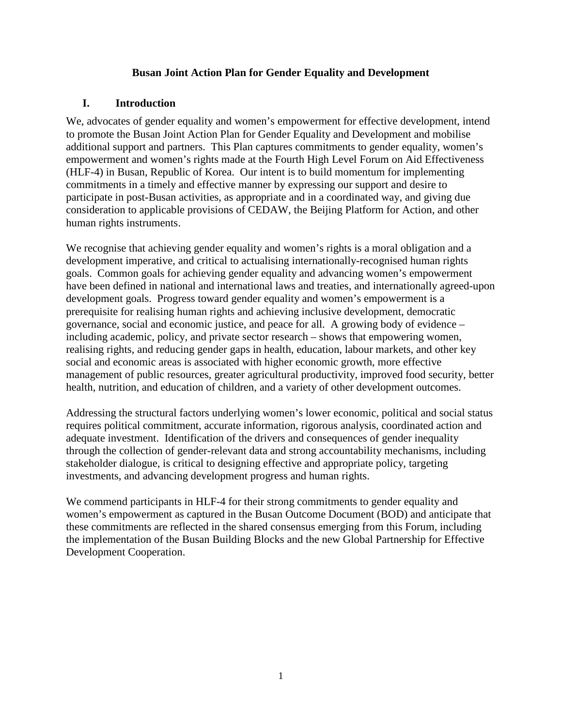# Busan Joint Action Plan for Gender Equality and Development

## I. Introduction

We, advocates of gender equality and women's empowerment for effective development, intend to promote the Busan Joint Action Plan for Gender Equality and Development and mobilise additional support and partners. This Plan captures commitments to gender equality, women's empowerment and women's rights made at the Fourth High Level Forum on Aid Effectiveness (HLF-4) in Busan, Republic of Korea. Our intent is to build momentum for implementing commitments in a timely and effective manner by expressing our support and desire to participate in post-Busan activities, as appropriate and in a coordinated way, and giving due consideration to applicable provisions of CEDAW, the Beijing Platform for Action, and other human rights instruments.

We recognise that achieving gender equality and women's rights is a moral obligation and a development imperative, and critical to actualising internationally-recognised human rights goals. Common goals for achieving gender equality and advancing women's empowerment have been defined in national and international laws and treaties, and internationally agreed-upon development goals. Progress toward gender equality and women's empowerment is a prerequisite for realising human rights and achieving inclusive development, democratic governance, social and economic justice, and peace for all. A growing body of evidence – including academic, policy, and private sector research – shows that empowering women, realising rights, and reducing gender gaps in health, education, labour markets, and other key social and economic areas is associated with higher economic growth, more effective management of public resources, greater agricultural productivity, improved food security, better health, nutrition, and education of children, and a variety of other development outcomes.

Addressing the structural factors underlying women's lower economic, political and social status requires political commitment, accurate information, rigorous analysis, coordinated action and adequate investment. Identification of the drivers and consequences of gender inequality through the collection of gender-relevant data and strong accountability mechanisms, including stakeholder dialogue, is critical to designing effective and appropriate policy, targeting investments, and advancing development progress and human rights.

We commend participants in HLF-4 for their strong commitments to gender equality and women's empowerment as captured in the Busan Outcome Document (BOD) and anticipate that these commitments are reflected in the shared consensus emerging from this Forum, including the implementation of the Busan Building Blocks and the new Global Partnership for Effective Development Cooperation.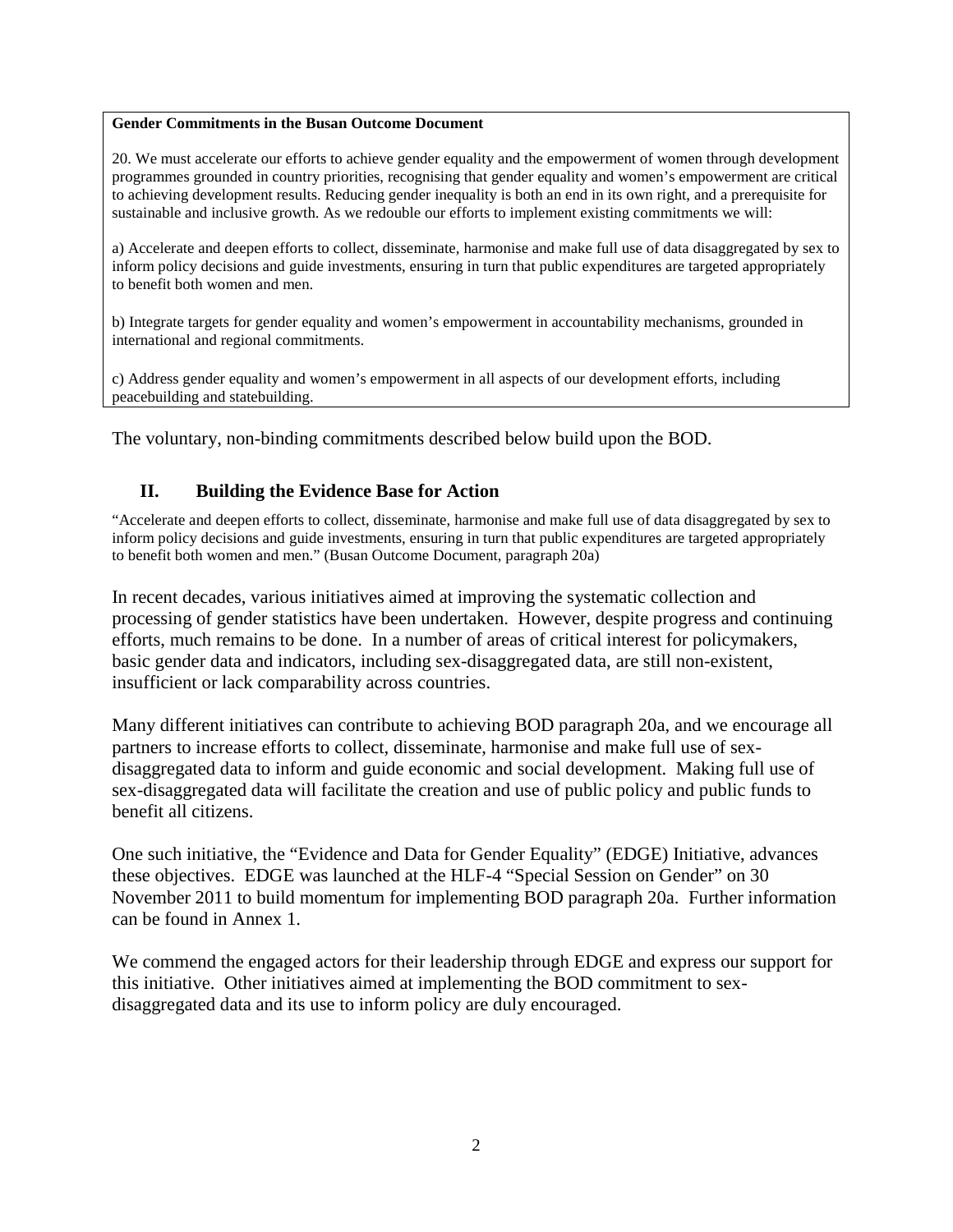**Gender Commitments in the Busan Outcome Document**

20. We must accelerate our efforts to achieve gender equality and the empowerment of women through development programmes grounded in country priorities, recognising that gender equality and women's empowerment are critical to achieving development results. Reducing gender inequality is both an end in its own right, and a prerequisite for sustainable and inclusive growth. As we redouble our efforts to implement existing commitments we will:

a) Accelerate and deepen efforts to collect, disseminate, harmonise and make full use of data disaggregated by sex to inform policy decisions and guide investments, ensuring in turn that public expenditures are targeted appropriately to benefit both women and men.

b) Integrate targets for gender equality and women's empowerment in accountability mechanisms, grounded in international and regional commitments.

c) Address gender equality and women's empowerment in all aspects of our development efforts, including peacebuilding and statebuilding.

The voluntary, non-binding commitments described below build upon the BOD.

## II. Building the Evidence Base for Action

"Accelerate and deepen efforts to collect, disseminate, harmonise and make full use of data disaggregated by sex to inform policy decisions and guide investments, ensuring in turn that public expenditures are targeted appropriately to benefit both women and men." (Busan Outcome Document, paragraph 20a)

In recent decades, various initiatives aimed at improving the systematic collection and processing of gender statistics have been undertaken. However, despite progress and continuing efforts, much remains to be done. In a number of areas of critical interest for policymakers, basic gender data and indicators, including sex-disaggregated data, are still non-existent, insufficient or lack comparability across countries.

Many different initiatives can contribute to achieving BOD paragraph 20a, and we encourage all partners to increase efforts to collect, disseminate, harmonise and make full use of sex-disaggregated data to inform and guide economic and social development. Making full use of sex-disaggregated data will facilitate the creation and use of public policy and public funds to benefit all citizens.

One such initiative, the "Evidence and Data for Gender Equality" (EDGE) Initiative, advances these objectives. EDGE was launched at the HLF-4 "Special Session on Gender" on 30 November 2011 to build momentum for implementing BOD paragraph 20a. Further information can be found in Annex 1.

We commend the engaged actors for their leadership through EDGE and express our support for this initiative. Other initiatives aimed at implementing the BOD commitment to sex-disaggregated data and its use to inform policy are duly encouraged.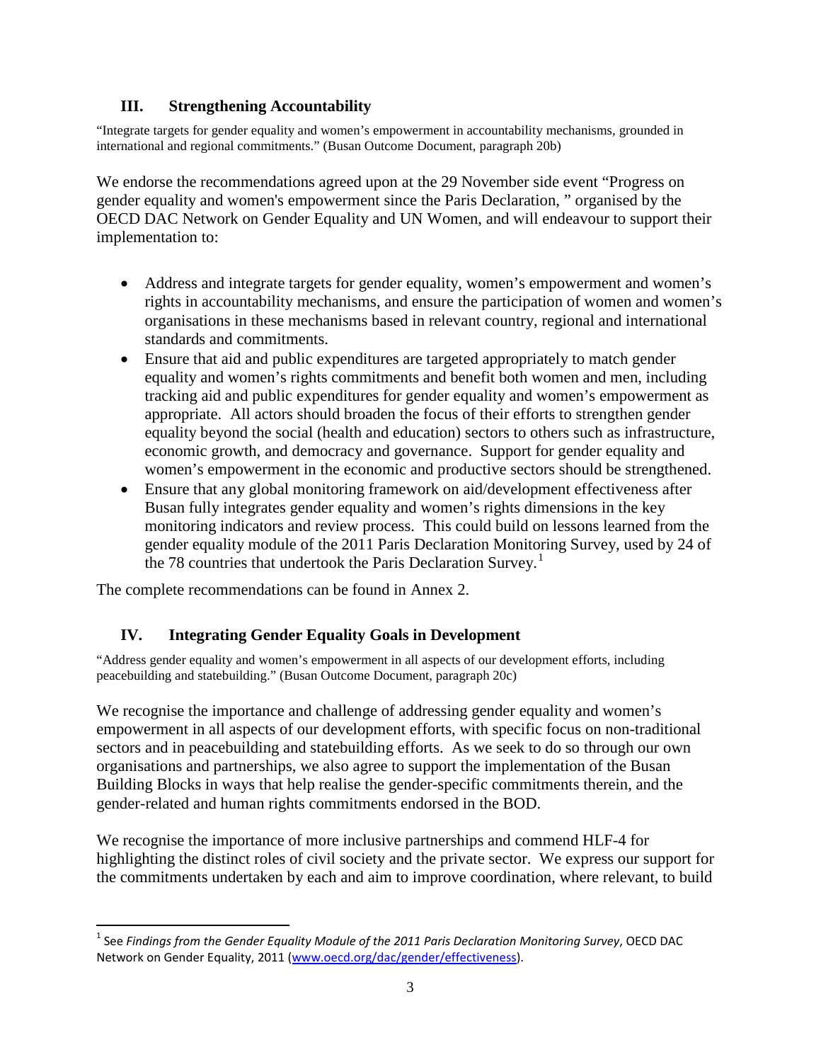## III. Strengthening Accountability

"Integrate targets for gender equality and women's empowerment in accountability mechanisms, grounded in international and regional commitments." (Busan Outcome Document, paragraph 20b)

We endorse the recommendations agreed upon at the 29 November side event "Progress on gender equality and women's empowerment since the Paris Declaration, " organised by the OECD DAC Network on Gender Equality and UN Women, and will endeavour to support their implementation to:

- Address and integrate targets for gender equality, women's empowerment and women's rights in accountability mechanisms, and ensure the participation of women and women's organisations in these mechanisms based in relevant country, regional and international standards and commitments.
- Ensure that aid and public expenditures are targeted appropriately to match gender equality and women's rights commitments and benefit both women and men, including tracking aid and public expenditures for gender equality and women's empowerment as appropriate. All actors should broaden the focus of their efforts to strengthen gender equality beyond the social (health and education) sectors to others such as infrastructure, economic growth, and democracy and governance. Support for gender equality and women's empowerment in the economic and productive sectors should be strengthened.
- Ensure that any global monitoring framework on aid/development effectiveness after Busan fully integrates gender equality and women's rights dimensions in the key monitoring indicators and review process. This could build on lessons learned from the gender equality module of the 2011 Paris Declaration Monitoring Survey, used by 24 of the 78 countries that undertook the Paris Declaration Survey.[1]

The complete recommendations can be found in Annex 2.

## IV. Integrating Gender Equality Goals in Development

"Address gender equality and women's empowerment in all aspects of our development efforts, including peacebuilding and statebuilding." (Busan Outcome Document, paragraph 20c)

We recognise the importance and challenge of addressing gender equality and women's empowerment in all aspects of our development efforts, with specific focus on non-traditional sectors and in peacebuilding and statebuilding efforts. As we seek to do so through our own organisations and partnerships, we also agree to support the implementation of the Busan Building Blocks in ways that help realise the gender-specific commitments therein, and the gender-related and human rights commitments endorsed in the BOD.

We recognise the importance of more inclusive partnerships and commend HLF-4 for highlighting the distinct roles of civil society and the private sector. We express our support for the commitments undertaken by each and aim to improve coordination, where relevant, to build

---

[1] See *Findings from the Gender Equality Module of the 2011 Paris Declaration Monitoring Survey*, OECD DAC Network on Gender Equality, 2011 (www.oecd.org/dac/gender/effectiveness).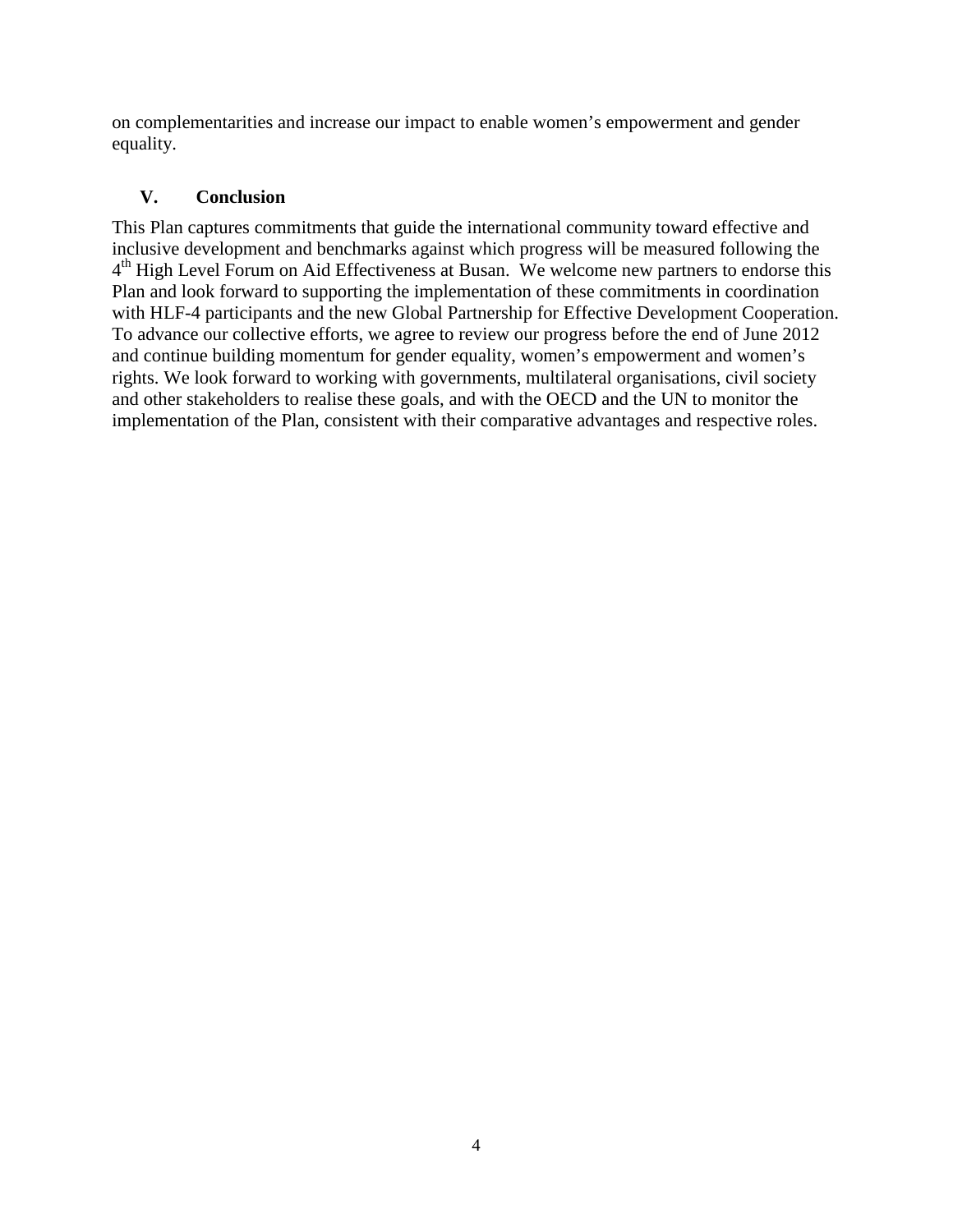on complementarities and increase our impact to enable women's empowerment and gender equality.

## V. Conclusion

This Plan captures commitments that guide the international community toward effective and inclusive development and benchmarks against which progress will be measured following the 4th High Level Forum on Aid Effectiveness at Busan. We welcome new partners to endorse this Plan and look forward to supporting the implementation of these commitments in coordination with HLF-4 participants and the new Global Partnership for Effective Development Cooperation. To advance our collective efforts, we agree to review our progress before the end of June 2012 and continue building momentum for gender equality, women's empowerment and women's rights. We look forward to working with governments, multilateral organisations, civil society and other stakeholders to realise these goals, and with the OECD and the UN to monitor the implementation of the Plan, consistent with their comparative advantages and respective roles.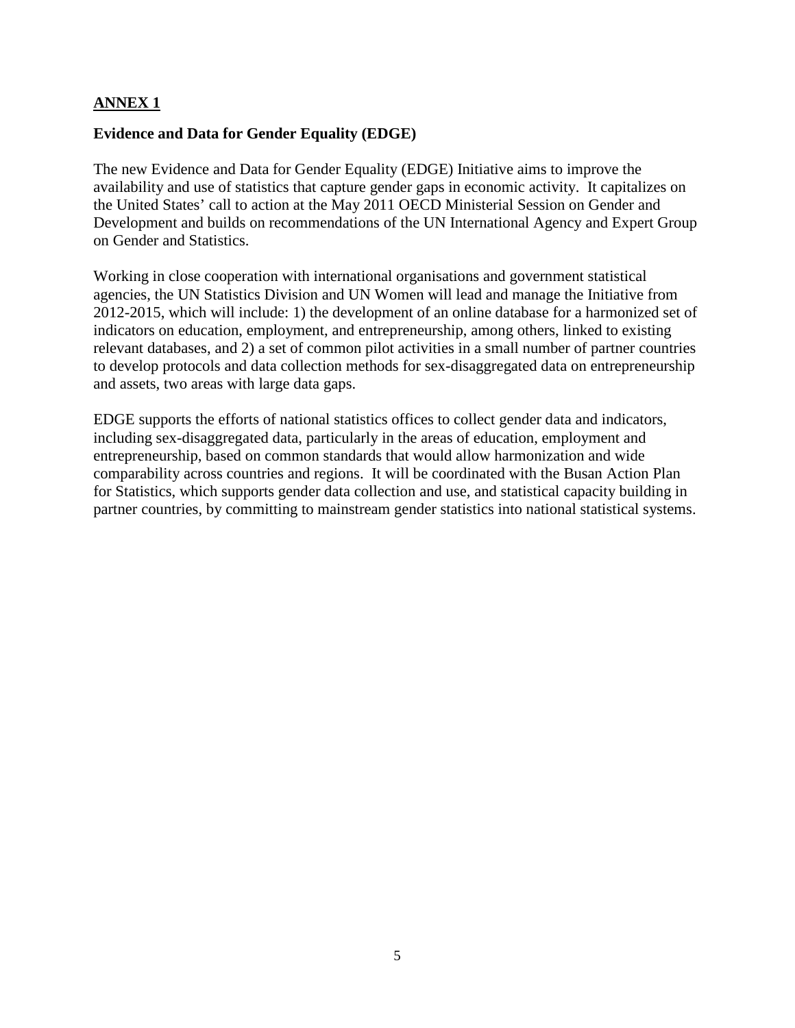## ANNEX 1

### Evidence and Data for Gender Equality (EDGE)

The new Evidence and Data for Gender Equality (EDGE) Initiative aims to improve the availability and use of statistics that capture gender gaps in economic activity. It capitalizes on the United States' call to action at the May 2011 OECD Ministerial Session on Gender and Development and builds on recommendations of the UN International Agency and Expert Group on Gender and Statistics.

Working in close cooperation with international organisations and government statistical agencies, the UN Statistics Division and UN Women will lead and manage the Initiative from 2012-2015, which will include: 1) the development of an online database for a harmonized set of indicators on education, employment, and entrepreneurship, among others, linked to existing relevant databases, and 2) a set of common pilot activities in a small number of partner countries to develop protocols and data collection methods for sex-disaggregated data on entrepreneurship and assets, two areas with large data gaps.

EDGE supports the efforts of national statistics offices to collect gender data and indicators, including sex-disaggregated data, particularly in the areas of education, employment and entrepreneurship, based on common standards that would allow harmonization and wide comparability across countries and regions. It will be coordinated with the Busan Action Plan for Statistics, which supports gender data collection and use, and statistical capacity building in partner countries, by committing to mainstream gender statistics into national statistical systems.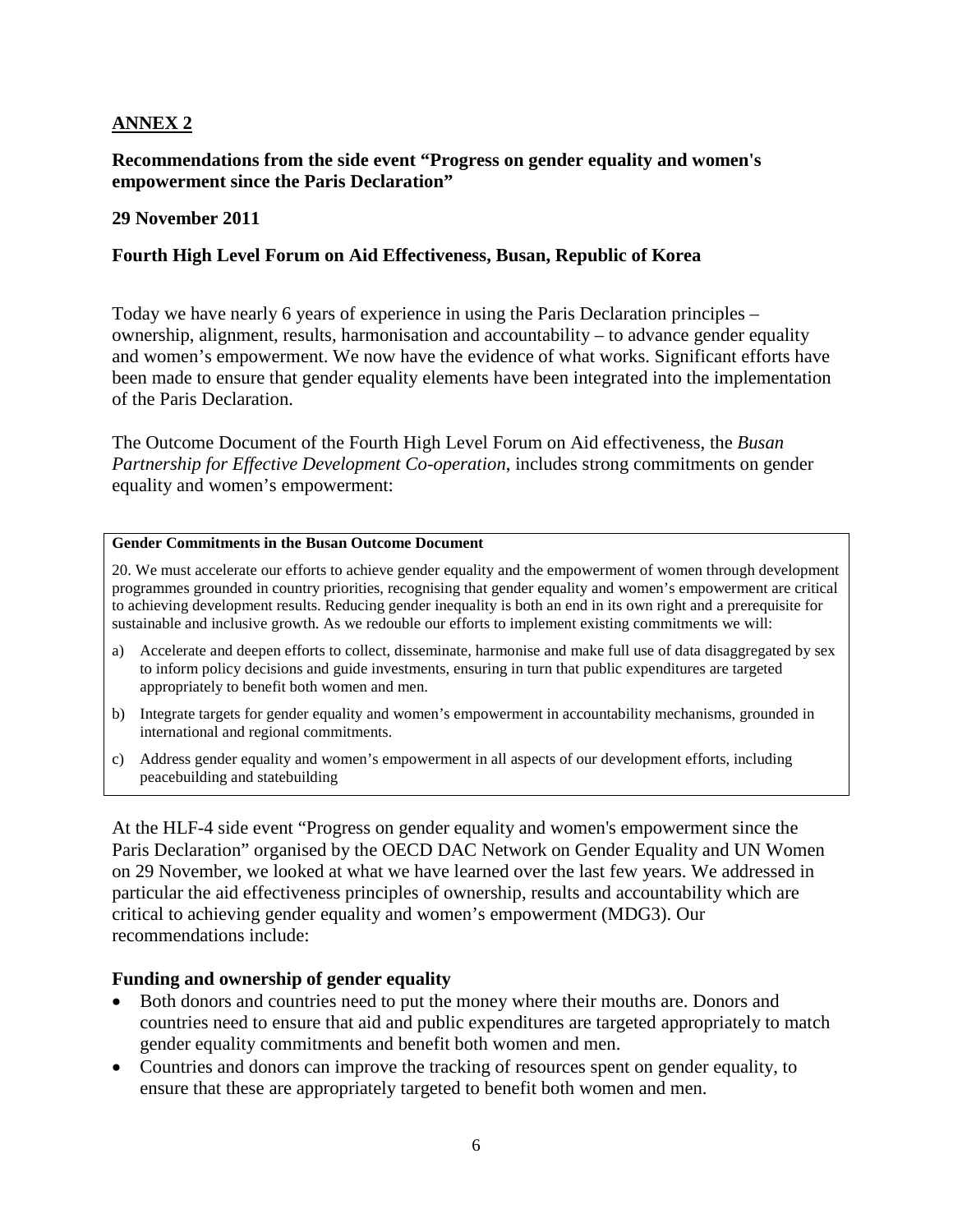## ANNEX 2

**Recommendations from the side event "Progress on gender equality and women's empowerment since the Paris Declaration"**

**29 November 2011**

**Fourth High Level Forum on Aid Effectiveness, Busan, Republic of Korea**

Today we have nearly 6 years of experience in using the Paris Declaration principles – ownership, alignment, results, harmonisation and accountability – to advance gender equality and women's empowerment. We now have the evidence of what works. Significant efforts have been made to ensure that gender equality elements have been integrated into the implementation of the Paris Declaration.

The Outcome Document of the Fourth High Level Forum on Aid effectiveness, the *Busan Partnership for Effective Development Co-operation*, includes strong commitments on gender equality and women's empowerment:

> **Gender Commitments in the Busan Outcome Document**
>
> 20. We must accelerate our efforts to achieve gender equality and the empowerment of women through development programmes grounded in country priorities, recognising that gender equality and women's empowerment are critical to achieving development results. Reducing gender inequality is both an end in its own right and a prerequisite for sustainable and inclusive growth. As we redouble our efforts to implement existing commitments we will:
>
> a) Accelerate and deepen efforts to collect, disseminate, harmonise and make full use of data disaggregated by sex to inform policy decisions and guide investments, ensuring in turn that public expenditures are targeted appropriately to benefit both women and men.
>
> b) Integrate targets for gender equality and women's empowerment in accountability mechanisms, grounded in international and regional commitments.
>
> c) Address gender equality and women's empowerment in all aspects of our development efforts, including peacebuilding and statebuilding

At the HLF-4 side event "Progress on gender equality and women's empowerment since the Paris Declaration" organised by the OECD DAC Network on Gender Equality and UN Women on 29 November, we looked at what we have learned over the last few years. We addressed in particular the aid effectiveness principles of ownership, results and accountability which are critical to achieving gender equality and women's empowerment (MDG3). Our recommendations include:

### Funding and ownership of gender equality

- Both donors and countries need to put the money where their mouths are. Donors and countries need to ensure that aid and public expenditures are targeted appropriately to match gender equality commitments and benefit both women and men.
- Countries and donors can improve the tracking of resources spent on gender equality, to ensure that these are appropriately targeted to benefit both women and men.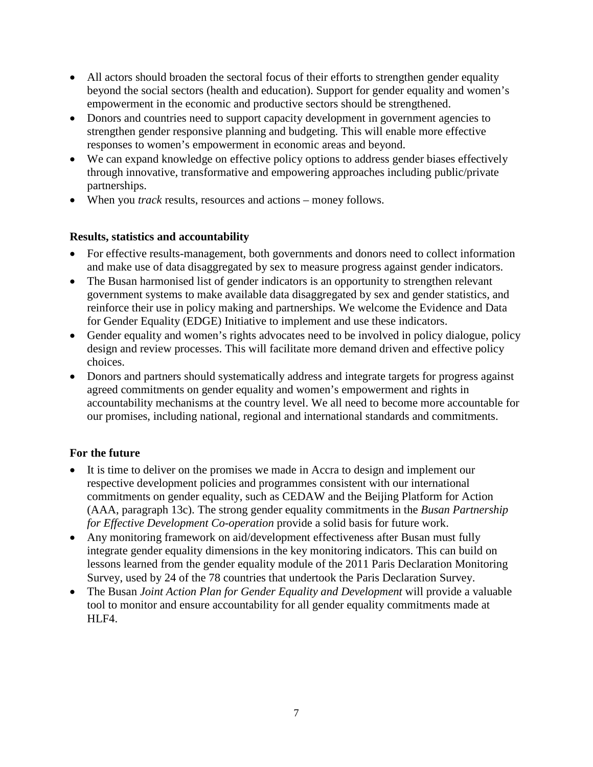- All actors should broaden the sectoral focus of their efforts to strengthen gender equality beyond the social sectors (health and education). Support for gender equality and women's empowerment in the economic and productive sectors should be strengthened.
- Donors and countries need to support capacity development in government agencies to strengthen gender responsive planning and budgeting. This will enable more effective responses to women's empowerment in economic areas and beyond.
- We can expand knowledge on effective policy options to address gender biases effectively through innovative, transformative and empowering approaches including public/private partnerships.
- When you *track* results, resources and actions – money follows.

**Results, statistics and accountability**

- For effective results-management, both governments and donors need to collect information and make use of data disaggregated by sex to measure progress against gender indicators.
- The Busan harmonised list of gender indicators is an opportunity to strengthen relevant government systems to make available data disaggregated by sex and gender statistics, and reinforce their use in policy making and partnerships. We welcome the Evidence and Data for Gender Equality (EDGE) Initiative to implement and use these indicators.
- Gender equality and women's rights advocates need to be involved in policy dialogue, policy design and review processes. This will facilitate more demand driven and effective policy choices.
- Donors and partners should systematically address and integrate targets for progress against agreed commitments on gender equality and women's empowerment and rights in accountability mechanisms at the country level. We all need to become more accountable for our promises, including national, regional and international standards and commitments.

**For the future**

- It is time to deliver on the promises we made in Accra to design and implement our respective development policies and programmes consistent with our international commitments on gender equality, such as CEDAW and the Beijing Platform for Action (AAA, paragraph 13c). The strong gender equality commitments in the *Busan Partnership for Effective Development Co-operation* provide a solid basis for future work.
- Any monitoring framework on aid/development effectiveness after Busan must fully integrate gender equality dimensions in the key monitoring indicators. This can build on lessons learned from the gender equality module of the 2011 Paris Declaration Monitoring Survey, used by 24 of the 78 countries that undertook the Paris Declaration Survey.
- The Busan *Joint Action Plan for Gender Equality and Development* will provide a valuable tool to monitor and ensure accountability for all gender equality commitments made at HLF4.